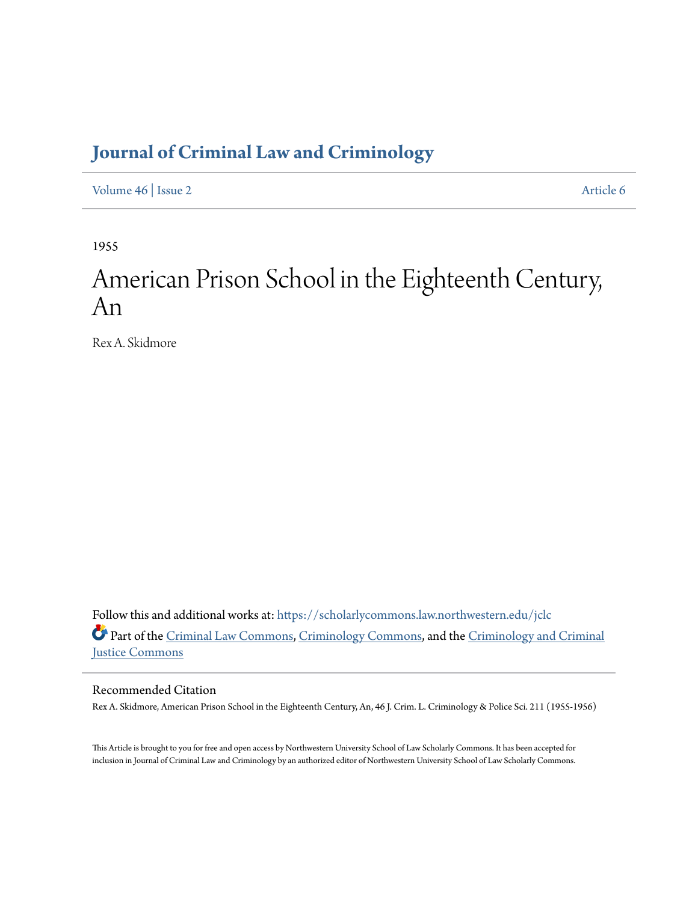# Journal of Criminal Law and Criminology

Volume 46 | Issue 2 Article 6

1955

# American Prison School in the Eighteenth Century, An

Rex A. Skidmore

Follow this and additional works at: https://scholarlycommons.law.northwestern.edu/jclc

Part of the Criminal Law Commons, Criminology Commons, and the Criminology and Criminal Justice Commons

## Recommended Citation

Rex A. Skidmore, American Prison School in the Eighteenth Century, An, 46 J. Crim. L. Criminology & Police Sci. 211 (1955-1956)

This Article is brought to you for free and open access by Northwestern University School of Law Scholarly Commons. It has been accepted for inclusion in Journal of Criminal Law and Criminology by an authorized editor of Northwestern University School of Law Scholarly Commons.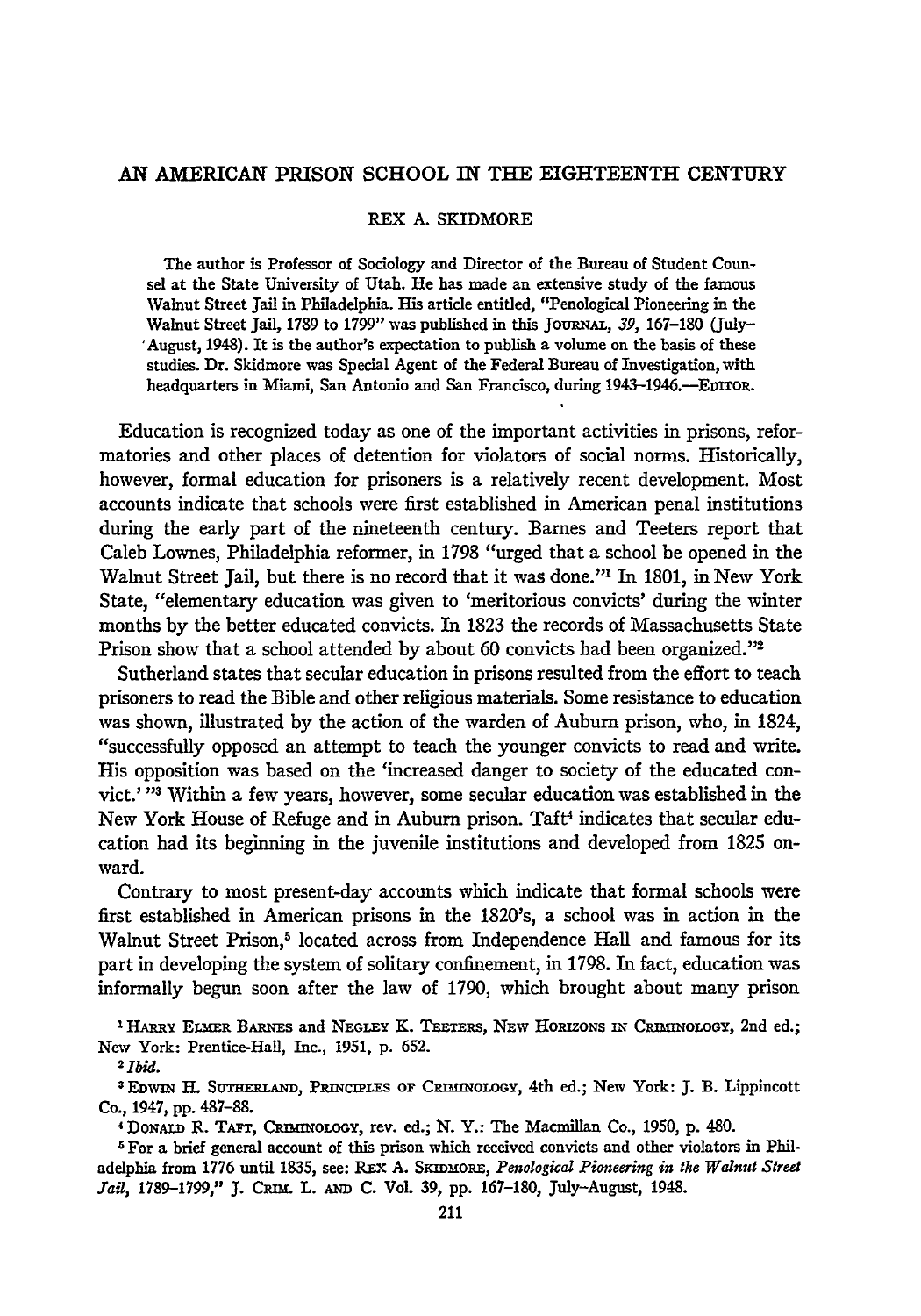# AN AMERICAN PRISON SCHOOL IN THE EIGHTEENTH CENTURY

REX A. SKIDMORE

The author is Professor of Sociology and Director of the Bureau of Student Counsel at the State University of Utah. He has made an extensive study of the famous Walnut Street Jail in Philadelphia. His article entitled, "Penological Pioneering in the Walnut Street Jail, 1789 to 1799" was published in this JOURNAL, *39*, 167–180 (July–August, 1948). It is the author's expectation to publish a volume on the basis of these studies. Dr. Skidmore was Special Agent of the Federal Bureau of Investigation, with headquarters in Miami, San Antonio and San Francisco, during 1943–1946.—EDITOR.

Education is recognized today as one of the important activities in prisons, reformatories and other places of detention for violators of social norms. Historically, however, formal education for prisoners is a relatively recent development. Most accounts indicate that schools were first established in American penal institutions during the early part of the nineteenth century. Barnes and Teeters report that Caleb Lownes, Philadelphia reformer, in 1798 "urged that a school be opened in the Walnut Street Jail, but there is no record that it was done."[1] In 1801, in New York State, "elementary education was given to 'meritorious convicts' during the winter months by the better educated convicts. In 1823 the records of Massachusetts State Prison show that a school attended by about 60 convicts had been organized."[2]

Sutherland states that secular education in prisons resulted from the effort to teach prisoners to read the Bible and other religious materials. Some resistance to education was shown, illustrated by the action of the warden of Auburn prison, who, in 1824, "successfully opposed an attempt to teach the younger convicts to read and write. His opposition was based on the 'increased danger to society of the educated convict.' "[3] Within a few years, however, some secular education was established in the New York House of Refuge and in Auburn prison. Taft[4] indicates that secular education had its beginning in the juvenile institutions and developed from 1825 onward.

Contrary to most present-day accounts which indicate that formal schools were first established in American prisons in the 1820's, a school was in action in the Walnut Street Prison,[5] located across from Independence Hall and famous for its part in developing the system of solitary confinement, in 1798. In fact, education was informally begun soon after the law of 1790, which brought about many prison

[1] HARRY ELMER BARNES and NEGLEY K. TEETERS, NEW HORIZONS IN CRIMINOLOGY, 2nd ed.; New York: Prentice-Hall, Inc., 1951, p. 652.

[2] *Ibid.*

[3] EDWIN H. SUTHERLAND, PRINCIPLES OF CRIMINOLOGY, 4th ed.; New York: J. B. Lippincott Co., 1947, pp. 487–88.

[4] DONALD R. TAFT, CRIMINOLOGY, rev. ed.; N. Y.: The Macmillan Co., 1950, p. 480.

[5] For a brief general account of this prison which received convicts and other violators in Philadelphia from 1776 until 1835, see: REX A. SKIDMORE, *Penological Pioneering in the Walnut Street Jail, 1789–1799*," J. CRIM. L. AND C. Vol. 39, pp. 167–180, July–August, 1948.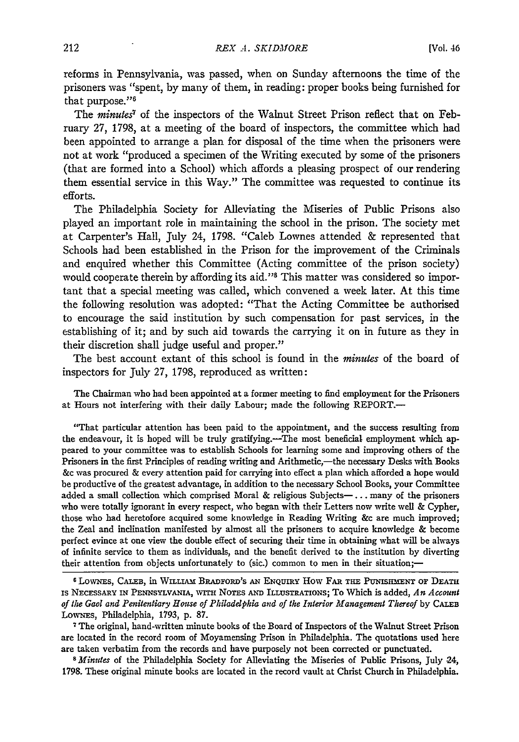reforms in Pennsylvania, was passed, when on Sunday afternoons the time of the prisoners was "spent, by many of them, in reading: proper books being furnished for that purpose."[6]

The *minutes*[7] of the inspectors of the Walnut Street Prison reflect that on February 27, 1798, at a meeting of the board of inspectors, the committee which had been appointed to arrange a plan for disposal of the time when the prisoners were not at work "produced a specimen of the Writing executed by some of the prisoners (that are formed into a School) which affords a pleasing prospect of our rendering them essential service in this Way." The committee was requested to continue its efforts.

The Philadelphia Society for Alleviating the Miseries of Public Prisons also played an important role in maintaining the school in the prison. The society met at Carpenter's Hall, July 24, 1798. "Caleb Lownes attended & represented that Schools had been established in the Prison for the improvement of the Criminals and enquired whether this Committee (Acting committee of the prison society) would cooperate therein by affording its aid."[8] This matter was considered so important that a special meeting was called, which convened a week later. At this time the following resolution was adopted: "That the Acting Committee be authorised to encourage the said institution by such compensation for past services, in the establishing of it; and by such aid towards the carrying it on in future as they in their discretion shall judge useful and proper."

The best account extant of this school is found in the *minutes* of the board of inspectors for July 27, 1798, reproduced as written:

> The Chairman who had been appointed at a former meeting to find employment for the Prisoners at Hours not interfering with their daily Labour; made the following REPORT.—
>
> "That particular attention has been paid to the appointment, and the success resulting from the endeavour, it is hoped will be truly gratifying.—The most beneficial employment which appeared to your committee was to establish Schools for learning some and improving others of the Prisoners in the first Principles of reading writing and Arithmetic,—the necessary Desks with Books &c was procured & every attention paid for carrying into effect a plan which afforded a hope would be productive of the greatest advantage, in addition to the necessary School Books, your Committee added a small collection which comprised Moral & religious Subjects— . . . many of the prisoners who were totally ignorant in every respect, who began with their Letters now write well & Cypher, those who had heretofore acquired some knowledge in Reading Writing &c are much improved; the Zeal and inclination manifested by almost all the prisoners to acquire knowledge & become perfect evince at one view the double effect of securing their time in obtaining what will be always of infinite service to them as individuals, and the benefit derived to the institution by diverting their attention from objects unfortunately to (sic.) common to men in their situation;—

---

[6] Lownes, Caleb, in William Bradford's An Enquiry How Far the Punishment of Death is Necessary in Pennsylvania, with Notes and Illustrations; To Which is added, *An Account of the Gaol and Penitentiary House of Philadelphia and of the Interior Management Thereof* by Caleb Lownes, Philadelphia, 1793, p. 87.

[7] The original, hand-written minute books of the Board of Inspectors of the Walnut Street Prison are located in the record room of Moyamensing Prison in Philadelphia. The quotations used here are taken verbatim from the records and have purposely not been corrected or punctuated.

[8] *Minutes* of the Philadelphia Society for Alleviating the Miseries of Public Prisons, July 24, 1798. These original minute books are located in the record vault at Christ Church in Philadelphia.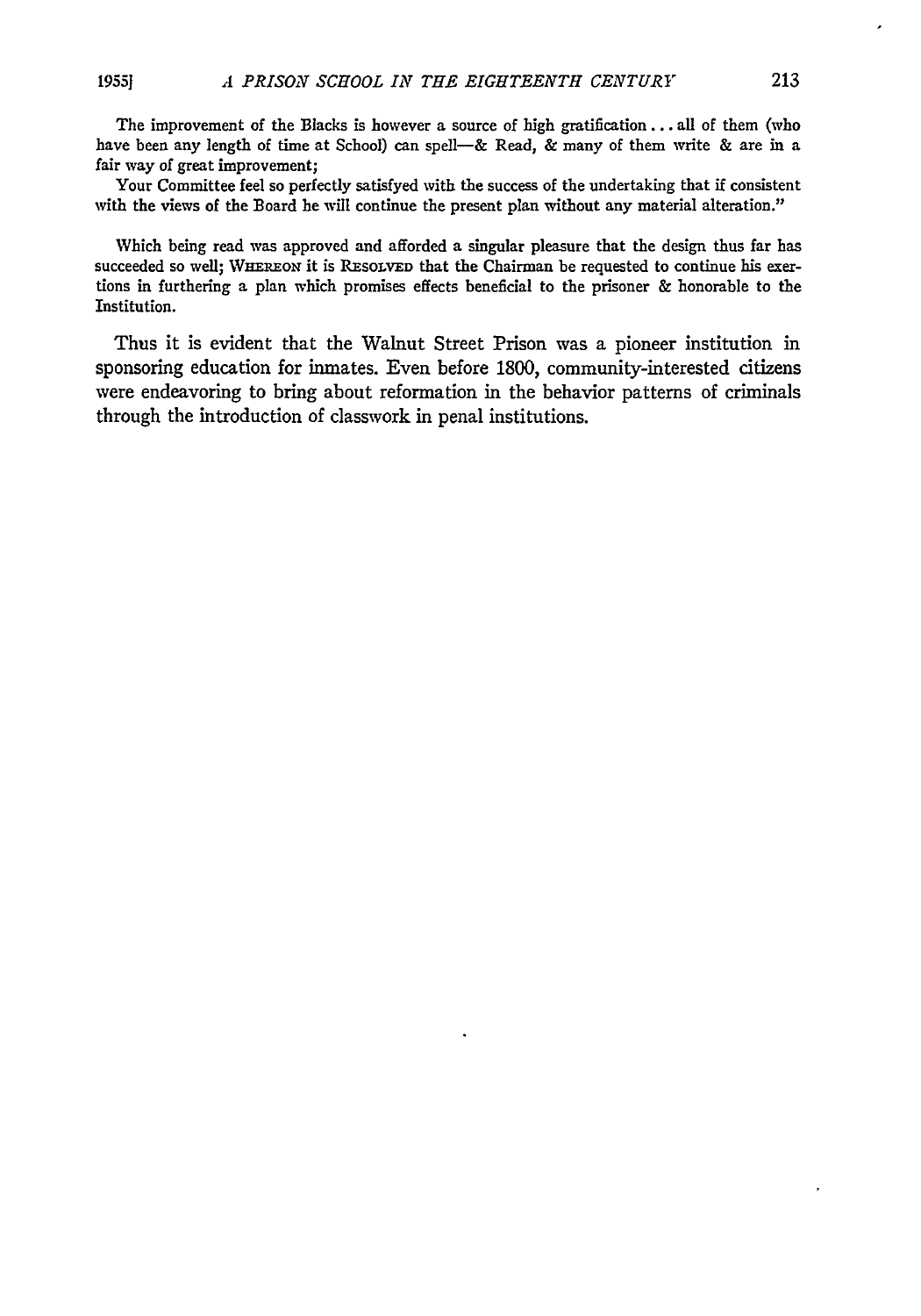The improvement of the Blacks is however a source of high gratification . . . all of them (who have been any length of time at School) can spell—& Read, & many of them write & are in a fair way of great improvement;

Your Committee feel so perfectly satisfyed with the success of the undertaking that if consistent with the views of the Board he will continue the present plan without any material alteration."

Which being read was approved and afforded a singular pleasure that the design thus far has succeeded so well; WHEREON it is RESOLVED that the Chairman be requested to continue his exertions in furthering a plan which promises effects beneficial to the prisoner & honorable to the Institution.

Thus it is evident that the Walnut Street Prison was a pioneer institution in sponsoring education for inmates. Even before 1800, community-interested citizens were endeavoring to bring about reformation in the behavior patterns of criminals through the introduction of classwork in penal institutions.